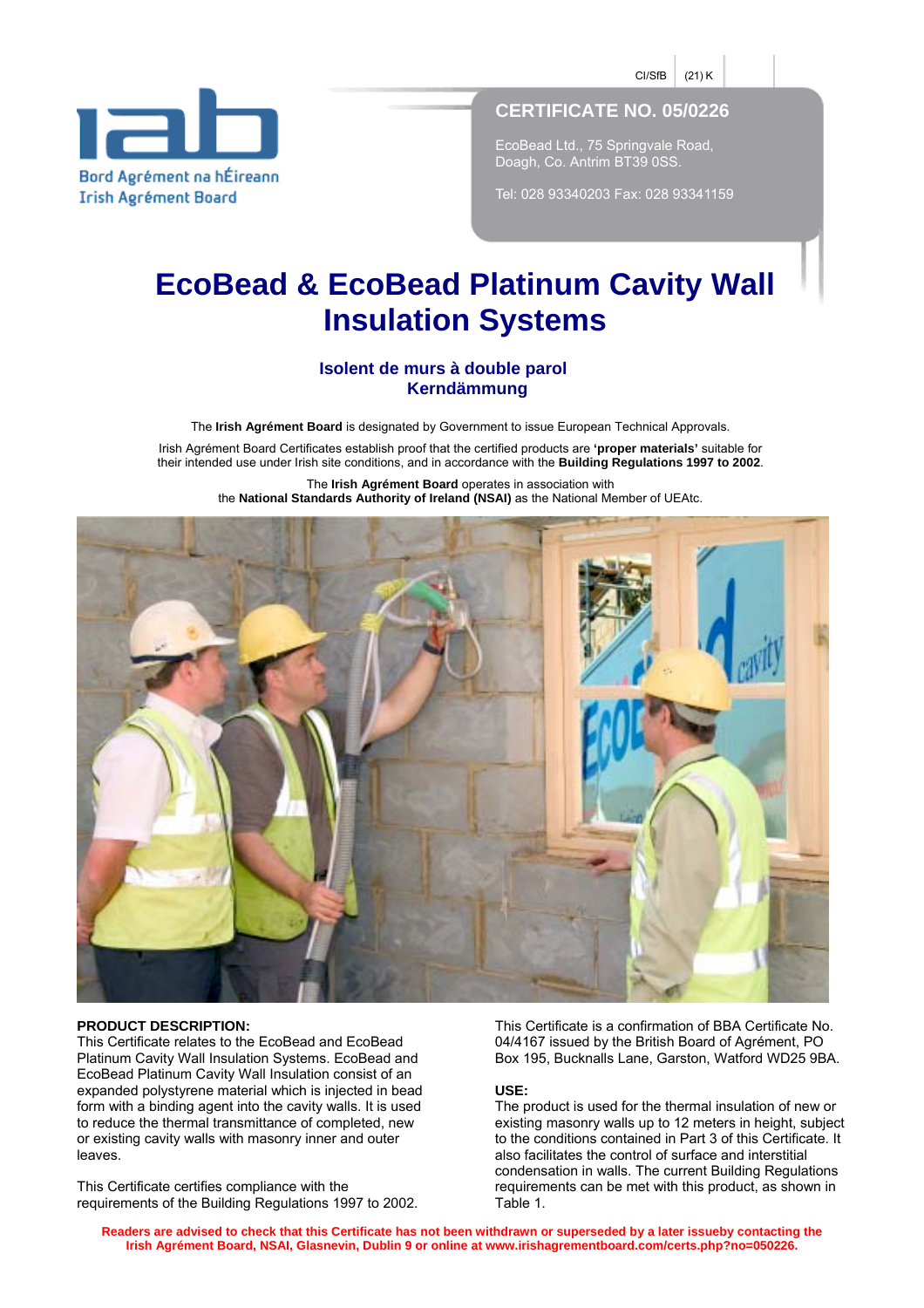CI/SfB | (21) K

Bord Agrément na hÉireann
Irish Agrément Board

## CERTIFICATE NO. 05/0226

EcoBead Ltd., 75 Springvale Road,
Doagh, Co. Antrim BT39 0SS.

Tel: 028 93340203 Fax: 028 93341159

# EcoBead & EcoBead Platinum Cavity Wall Insulation Systems

### Isolent de murs à double parol
### Kerndämmung

The **Irish Agrément Board** is designated by Government to issue European Technical Approvals.

Irish Agrément Board Certificates establish proof that the certified products are **'proper materials'** suitable for their intended use under Irish site conditions, and in accordance with the **Building Regulations 1997 to 2002**.

The **Irish Agrément Board** operates in association with the **National Standards Authority of Ireland (NSAI)** as the National Member of UEAtc.

**PRODUCT DESCRIPTION:**
This Certificate relates to the EcoBead and EcoBead Platinum Cavity Wall Insulation Systems. EcoBead and EcoBead Platinum Cavity Wall Insulation consist of an expanded polystyrene material which is injected in bead form with a binding agent into the cavity walls. It is used to reduce the thermal transmittance of completed, new or existing cavity walls with masonry inner and outer leaves.

This Certificate certifies compliance with the requirements of the Building Regulations 1997 to 2002.

This Certificate is a confirmation of BBA Certificate No. 04/4167 issued by the British Board of Agrément, PO Box 195, Bucknalls Lane, Garston, Watford WD25 9BA.

**USE:**
The product is used for the thermal insulation of new or existing masonry walls up to 12 meters in height, subject to the conditions contained in Part 3 of this Certificate. It also facilitates the control of surface and interstitial condensation in walls. The current Building Regulations requirements can be met with this product, as shown in Table 1.

**Readers are advised to check that this Certificate has not been withdrawn or superseded by a later issueby contacting the Irish Agrément Board, NSAI, Glasnevin, Dublin 9 or online at www.irishagrementboard.com/certs.php?no=050226.**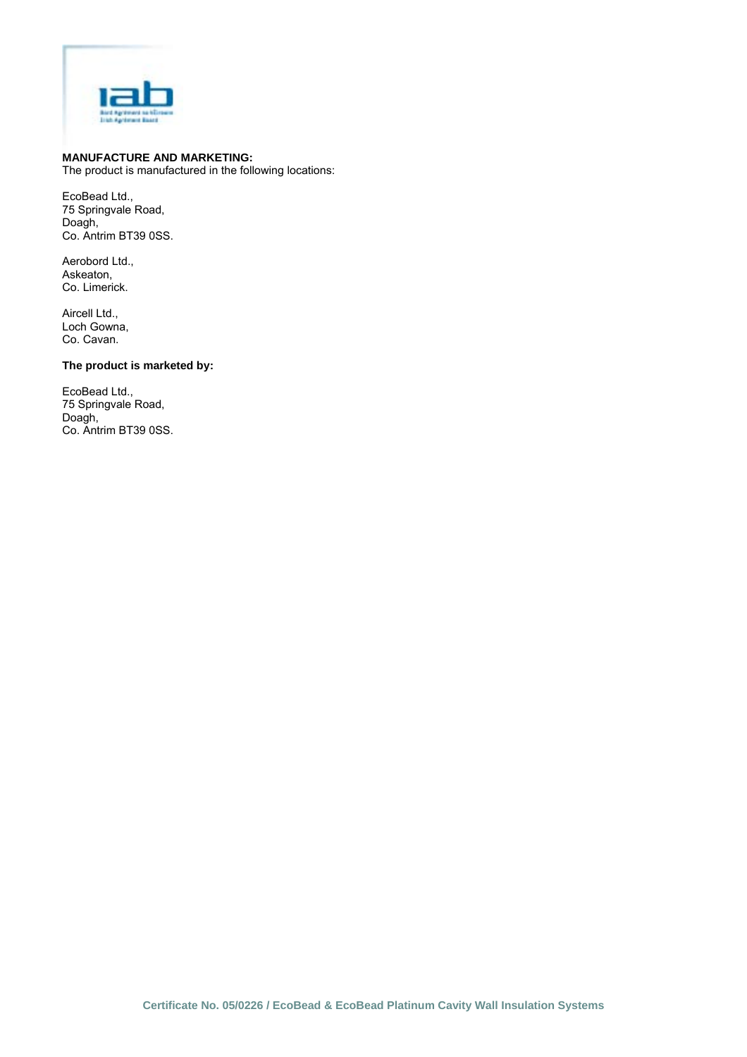**MANUFACTURE AND MARKETING:**
The product is manufactured in the following locations:

EcoBead Ltd.,
75 Springvale Road,
Doagh,
Co. Antrim BT39 0SS.

Aerobord Ltd.,
Askeaton,
Co. Limerick.

Aircell Ltd.,
Loch Gowna,
Co. Cavan.

**The product is marketed by:**

EcoBead Ltd.,
75 Springvale Road,
Doagh,
Co. Antrim BT39 0SS.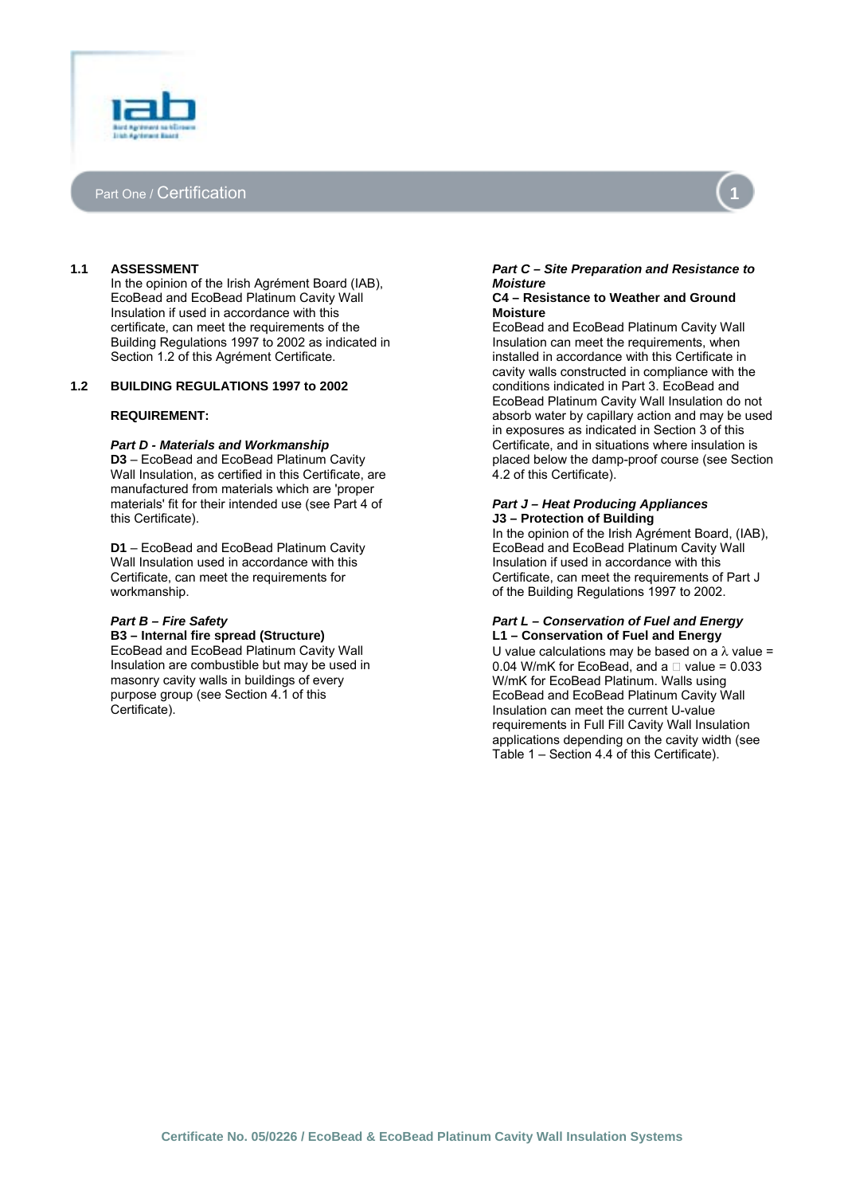## Part One / Certification

### 1.1 ASSESSMENT

In the opinion of the Irish Agrément Board (IAB), EcoBead and EcoBead Platinum Cavity Wall Insulation if used in accordance with this certificate, can meet the requirements of the Building Regulations 1997 to 2002 as indicated in Section 1.2 of this Agrément Certificate.

### 1.2 BUILDING REGULATIONS 1997 to 2002

**REQUIREMENT:**

***Part D - Materials and Workmanship***

**D3** – EcoBead and EcoBead Platinum Cavity Wall Insulation, as certified in this Certificate, are manufactured from materials which are 'proper materials' fit for their intended use (see Part 4 of this Certificate).

**D1** – EcoBead and EcoBead Platinum Cavity Wall Insulation used in accordance with this Certificate, can meet the requirements for workmanship.

***Part B – Fire Safety***

**B3 – Internal fire spread (Structure)**

EcoBead and EcoBead Platinum Cavity Wall Insulation are combustible but may be used in masonry cavity walls in buildings of every purpose group (see Section 4.1 of this Certificate).

***Part C – Site Preparation and Resistance to Moisture***

**C4 – Resistance to Weather and Ground Moisture**

EcoBead and EcoBead Platinum Cavity Wall Insulation can meet the requirements, when installed in accordance with this Certificate in cavity walls constructed in compliance with the conditions indicated in Part 3. EcoBead and EcoBead Platinum Cavity Wall Insulation do not absorb water by capillary action and may be used in exposures as indicated in Section 3 of this Certificate, and in situations where insulation is placed below the damp-proof course (see Section 4.2 of this Certificate).

***Part J – Heat Producing Appliances***

**J3 – Protection of Building**

In the opinion of the Irish Agrément Board, (IAB), EcoBead and EcoBead Platinum Cavity Wall Insulation if used in accordance with this Certificate, can meet the requirements of Part J of the Building Regulations 1997 to 2002.

***Part L – Conservation of Fuel and Energy***

**L1 – Conservation of Fuel and Energy**

U value calculations may be based on a $\lambda$ value = 0.04 W/mK for EcoBead, and a $\lambda$ value = 0.033 W/mK for EcoBead Platinum. Walls using EcoBead and EcoBead Platinum Cavity Wall Insulation can meet the current U-value requirements in Full Fill Cavity Wall Insulation applications depending on the cavity width (see Table 1 – Section 4.4 of this Certificate).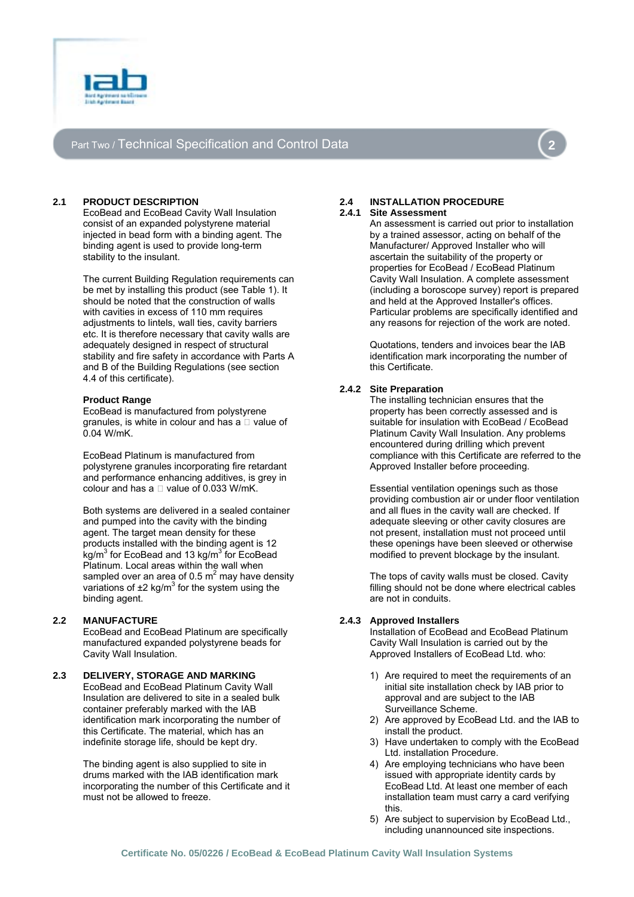# Part Two / Technical Specification and Control Data

## 2.1 PRODUCT DESCRIPTION

EcoBead and EcoBead Cavity Wall Insulation consist of an expanded polystyrene material injected in bead form with a binding agent. The binding agent is used to provide long-term stability to the insulant.

The current Building Regulation requirements can be met by installing this product (see Table 1). It should be noted that the construction of walls with cavities in excess of 110 mm requires adjustments to lintels, wall ties, cavity barriers etc. It is therefore necessary that cavity walls are adequately designed in respect of structural stability and fire safety in accordance with Parts A and B of the Building Regulations (see section 4.4 of this certificate).

### Product Range

EcoBead is manufactured from polystyrene granules, is white in colour and has a  value of 0.04 W/mK.

EcoBead Platinum is manufactured from polystyrene granules incorporating fire retardant and performance enhancing additives, is grey in colour and has a  value of 0.033 W/mK.

Both systems are delivered in a sealed container and pumped into the cavity with the binding agent. The target mean density for these products installed with the binding agent is 12 kg/m$^3$ for EcoBead and 13 kg/m$^3$ for EcoBead Platinum. Local areas within the wall when sampled over an area of 0.5 m$^2$ may have density variations of ±2 kg/m$^3$ for the system using the binding agent.

## 2.2 MANUFACTURE

EcoBead and EcoBead Platinum are specifically manufactured expanded polystyrene beads for Cavity Wall Insulation.

## 2.3 DELIVERY, STORAGE AND MARKING

EcoBead and EcoBead Platinum Cavity Wall Insulation are delivered to site in a sealed bulk container preferably marked with the IAB identification mark incorporating the number of this Certificate. The material, which has an indefinite storage life, should be kept dry.

The binding agent is also supplied to site in drums marked with the IAB identification mark incorporating the number of this Certificate and it must not be allowed to freeze.

## 2.4 INSTALLATION PROCEDURE

### 2.4.1 Site Assessment

An assessment is carried out prior to installation by a trained assessor, acting on behalf of the Manufacturer/ Approved Installer who will ascertain the suitability of the property or properties for EcoBead / EcoBead Platinum Cavity Wall Insulation. A complete assessment (including a boroscope survey) report is prepared and held at the Approved Installer's offices. Particular problems are specifically identified and any reasons for rejection of the work are noted.

Quotations, tenders and invoices bear the IAB identification mark incorporating the number of this Certificate.

### 2.4.2 Site Preparation

The installing technician ensures that the property has been correctly assessed and is suitable for insulation with EcoBead / EcoBead Platinum Cavity Wall Insulation. Any problems encountered during drilling which prevent compliance with this Certificate are referred to the Approved Installer before proceeding.

Essential ventilation openings such as those providing combustion air or under floor ventilation and all flues in the cavity wall are checked. If adequate sleeving or other cavity closures are not present, installation must not proceed until these openings have been sleeved or otherwise modified to prevent blockage by the insulant.

The tops of cavity walls must be closed. Cavity filling should not be done where electrical cables are not in conduits.

### 2.4.3 Approved Installers

Installation of EcoBead and EcoBead Platinum Cavity Wall Insulation is carried out by the Approved Installers of EcoBead Ltd. who:

1) Are required to meet the requirements of an initial site installation check by IAB prior to approval and are subject to the IAB Surveillance Scheme.
2) Are approved by EcoBead Ltd. and the IAB to install the product.
3) Have undertaken to comply with the EcoBead Ltd. installation Procedure.
4) Are employing technicians who have been issued with appropriate identity cards by EcoBead Ltd. At least one member of each installation team must carry a card verifying this.
5) Are subject to supervision by EcoBead Ltd., including unannounced site inspections.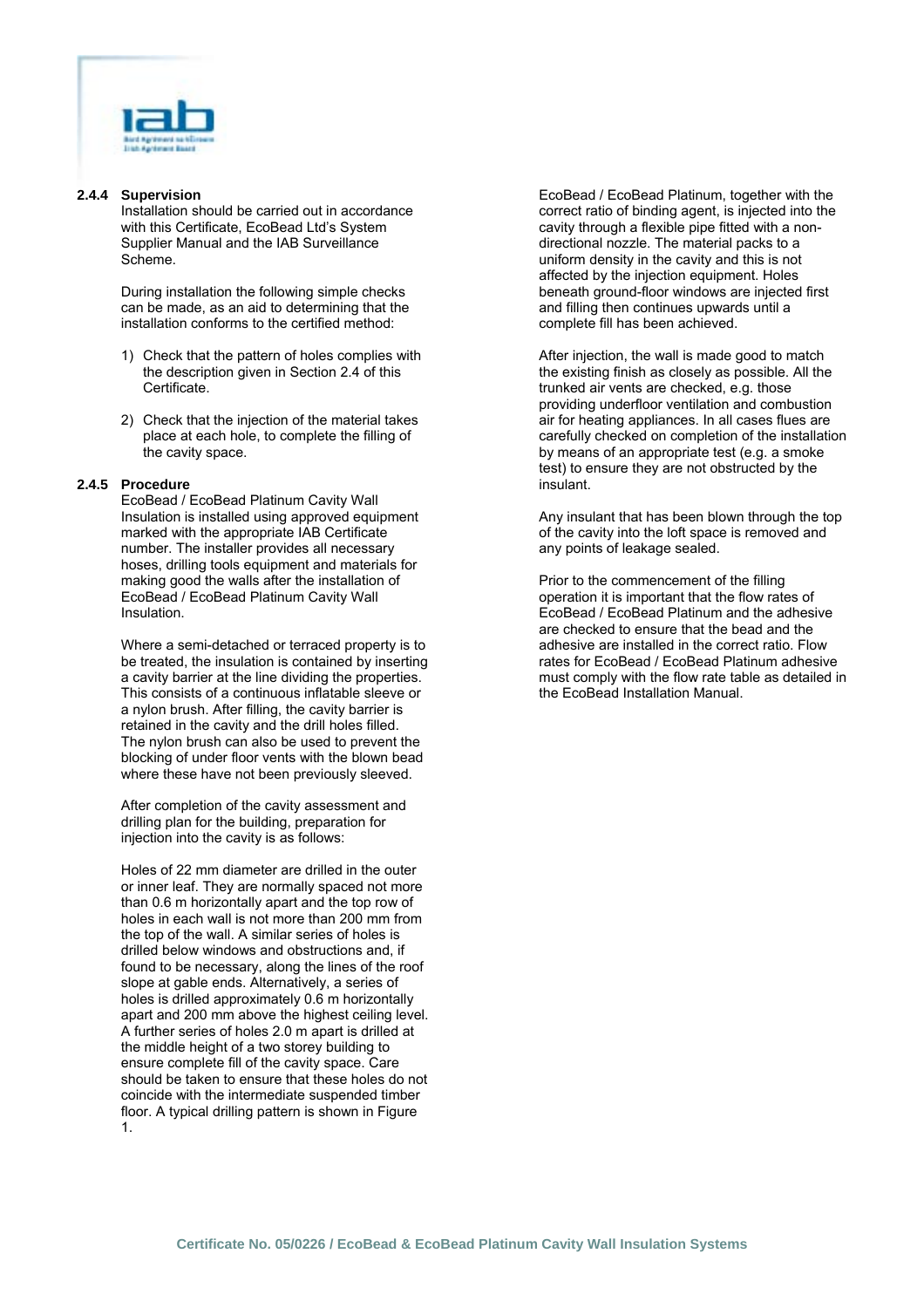### 2.4.4 Supervision

Installation should be carried out in accordance with this Certificate, EcoBead Ltd's System Supplier Manual and the IAB Surveillance Scheme.

During installation the following simple checks can be made, as an aid to determining that the installation conforms to the certified method:

1) Check that the pattern of holes complies with the description given in Section 2.4 of this Certificate.

2) Check that the injection of the material takes place at each hole, to complete the filling of the cavity space.

### 2.4.5 Procedure

EcoBead / EcoBead Platinum Cavity Wall Insulation is installed using approved equipment marked with the appropriate IAB Certificate number. The installer provides all necessary hoses, drilling tools equipment and materials for making good the walls after the installation of EcoBead / EcoBead Platinum Cavity Wall Insulation.

Where a semi-detached or terraced property is to be treated, the insulation is contained by inserting a cavity barrier at the line dividing the properties. This consists of a continuous inflatable sleeve or a nylon brush. After filling, the cavity barrier is retained in the cavity and the drill holes filled. The nylon brush can also be used to prevent the blocking of under floor vents with the blown bead where these have not been previously sleeved.

After completion of the cavity assessment and drilling plan for the building, preparation for injection into the cavity is as follows:

Holes of 22 mm diameter are drilled in the outer or inner leaf. They are normally spaced not more than 0.6 m horizontally apart and the top row of holes in each wall is not more than 200 mm from the top of the wall. A similar series of holes is drilled below windows and obstructions and, if found to be necessary, along the lines of the roof slope at gable ends. Alternatively, a series of holes is drilled approximately 0.6 m horizontally apart and 200 mm above the highest ceiling level. A further series of holes 2.0 m apart is drilled at the middle height of a two storey building to ensure complete fill of the cavity space. Care should be taken to ensure that these holes do not coincide with the intermediate suspended timber floor. A typical drilling pattern is shown in Figure 1.

EcoBead / EcoBead Platinum, together with the correct ratio of binding agent, is injected into the cavity through a flexible pipe fitted with a non-directional nozzle. The material packs to a uniform density in the cavity and this is not affected by the injection equipment. Holes beneath ground-floor windows are injected first and filling then continues upwards until a complete fill has been achieved.

After injection, the wall is made good to match the existing finish as closely as possible. All the trunked air vents are checked, e.g. those providing underfloor ventilation and combustion air for heating appliances. In all cases flues are carefully checked on completion of the installation by means of an appropriate test (e.g. a smoke test) to ensure they are not obstructed by the insulant.

Any insulant that has been blown through the top of the cavity into the loft space is removed and any points of leakage sealed.

Prior to the commencement of the filling operation it is important that the flow rates of EcoBead / EcoBead Platinum and the adhesive are checked to ensure that the bead and the adhesive are installed in the correct ratio. Flow rates for EcoBead / EcoBead Platinum adhesive must comply with the flow rate table as detailed in the EcoBead Installation Manual.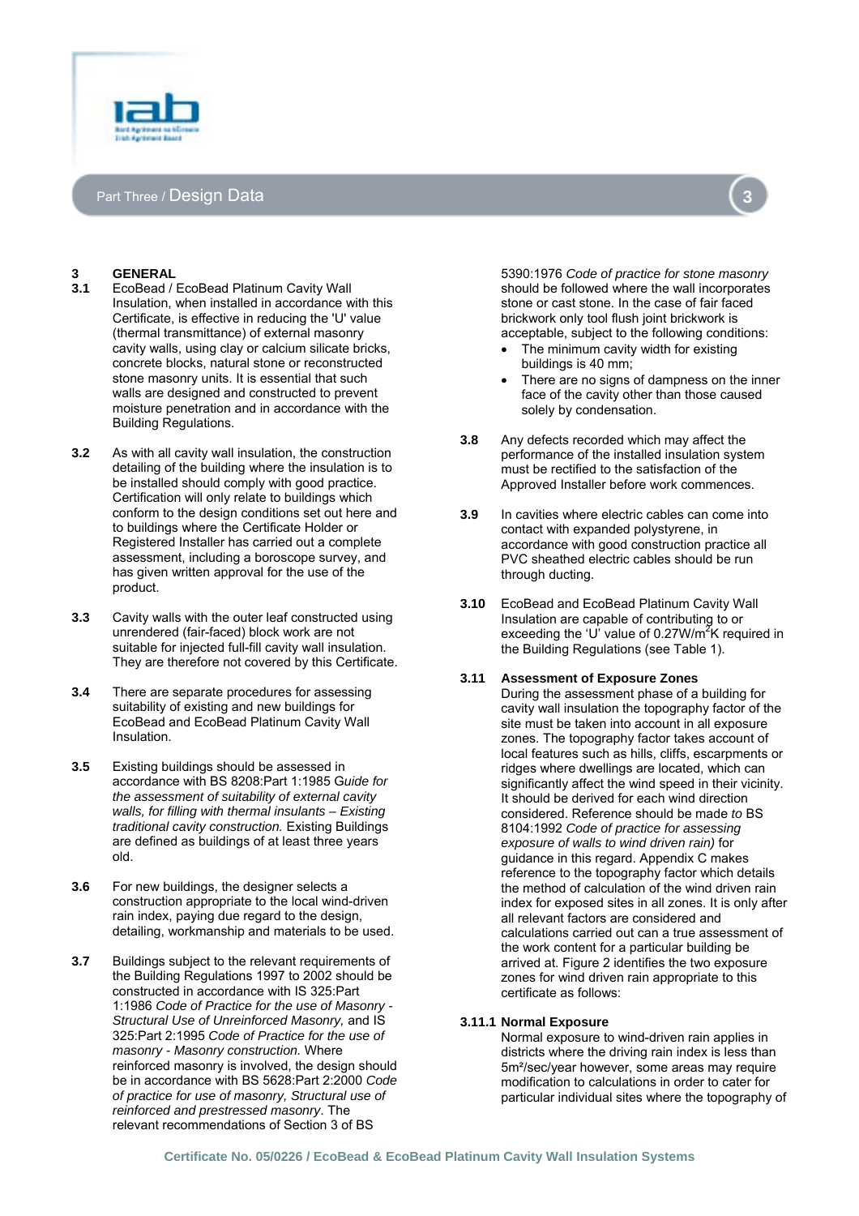## Part Three / Design Data

### 3 GENERAL

**3.1** EcoBead / EcoBead Platinum Cavity Wall Insulation, when installed in accordance with this Certificate, is effective in reducing the 'U' value (thermal transmittance) of external masonry cavity walls, using clay or calcium silicate bricks, concrete blocks, natural stone or reconstructed stone masonry units. It is essential that such walls are designed and constructed to prevent moisture penetration and in accordance with the Building Regulations.

**3.2** As with all cavity wall insulation, the construction detailing of the building where the insulation is to be installed should comply with good practice. Certification will only relate to buildings which conform to the design conditions set out here and to buildings where the Certificate Holder or Registered Installer has carried out a complete assessment, including a boroscope survey, and has given written approval for the use of the product.

**3.3** Cavity walls with the outer leaf constructed using unrendered (fair-faced) block work are not suitable for injected full-fill cavity wall insulation. They are therefore not covered by this Certificate.

**3.4** There are separate procedures for assessing suitability of existing and new buildings for EcoBead and EcoBead Platinum Cavity Wall Insulation.

**3.5** Existing buildings should be assessed in accordance with BS 8208:Part 1:1985 G*uide for the assessment of suitability of external cavity walls, for filling with thermal insulants – Existing traditional cavity construction.* Existing Buildings are defined as buildings of at least three years old.

**3.6** For new buildings, the designer selects a construction appropriate to the local wind-driven rain index, paying due regard to the design, detailing, workmanship and materials to be used.

**3.7** Buildings subject to the relevant requirements of the Building Regulations 1997 to 2002 should be constructed in accordance with IS 325:Part 1:1986 *Code of Practice for the use of Masonry - Structural Use of Unreinforced Masonry,* and IS 325:Part 2:1995 *Code of Practice for the use of masonry - Masonry construction.* Where reinforced masonry is involved, the design should be in accordance with BS 5628:Part 2:2000 *Code of practice for use of masonry, Structural use of reinforced and prestressed masonry*. The relevant recommendations of Section 3 of BS 5390:1976 *Code of practice for stone masonry* should be followed where the wall incorporates stone or cast stone. In the case of fair faced brickwork only tool flush joint brickwork is acceptable, subject to the following conditions:

- The minimum cavity width for existing buildings is 40 mm;
- There are no signs of dampness on the inner face of the cavity other than those caused solely by condensation.

**3.8** Any defects recorded which may affect the performance of the installed insulation system must be rectified to the satisfaction of the Approved Installer before work commences.

**3.9** In cavities where electric cables can come into contact with expanded polystyrene, in accordance with good construction practice all PVC sheathed electric cables should be run through ducting.

**3.10** EcoBead and EcoBead Platinum Cavity Wall Insulation are capable of contributing to or exceeding the 'U' value of 0.27W/m$^2$K required in the Building Regulations (see Table 1).

**3.11 Assessment of Exposure Zones**

During the assessment phase of a building for cavity wall insulation the topography factor of the site must be taken into account in all exposure zones. The topography factor takes account of local features such as hills, cliffs, escarpments or ridges where dwellings are located, which can significantly affect the wind speed in their vicinity. It should be derived for each wind direction considered. Reference should be made *to* BS 8104:1992 *Code of practice for assessing exposure of walls to wind driven rain)* for guidance in this regard. Appendix C makes reference to the topography factor which details the method of calculation of the wind driven rain index for exposed sites in all zones. It is only after all relevant factors are considered and calculations carried out can a true assessment of the work content for a particular building be arrived at. Figure 2 identifies the two exposure zones for wind driven rain appropriate to this certificate as follows:

**3.11.1 Normal Exposure**

Normal exposure to wind-driven rain applies in districts where the driving rain index is less than 5m²/sec/year however, some areas may require modification to calculations in order to cater for particular individual sites where the topography of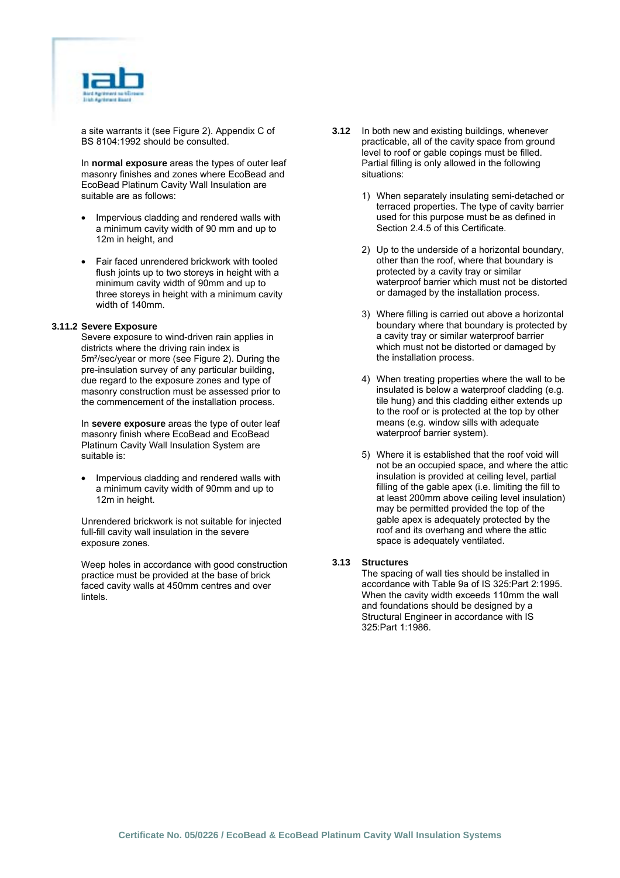a site warrants it (see Figure 2). Appendix C of BS 8104:1992 should be consulted.

In **normal exposure** areas the types of outer leaf masonry finishes and zones where EcoBead and EcoBead Platinum Cavity Wall Insulation are suitable are as follows:

- Impervious cladding and rendered walls with a minimum cavity width of 90 mm and up to 12m in height, and
- Fair faced unrendered brickwork with tooled flush joints up to two storeys in height with a minimum cavity width of 90mm and up to three storeys in height with a minimum cavity width of 140mm.

**3.11.2 Severe Exposure**

Severe exposure to wind-driven rain applies in districts where the driving rain index is 5m²/sec/year or more (see Figure 2). During the pre-insulation survey of any particular building, due regard to the exposure zones and type of masonry construction must be assessed prior to the commencement of the installation process.

In **severe exposure** areas the type of outer leaf masonry finish where EcoBead and EcoBead Platinum Cavity Wall Insulation System are suitable is:

- Impervious cladding and rendered walls with a minimum cavity width of 90mm and up to 12m in height.

Unrendered brickwork is not suitable for injected full-fill cavity wall insulation in the severe exposure zones.

Weep holes in accordance with good construction practice must be provided at the base of brick faced cavity walls at 450mm centres and over lintels.

**3.12** In both new and existing buildings, whenever practicable, all of the cavity space from ground level to roof or gable copings must be filled. Partial filling is only allowed in the following situations:

1) When separately insulating semi-detached or terraced properties. The type of cavity barrier used for this purpose must be as defined in Section 2.4.5 of this Certificate.
2) Up to the underside of a horizontal boundary, other than the roof, where that boundary is protected by a cavity tray or similar waterproof barrier which must not be distorted or damaged by the installation process.
3) Where filling is carried out above a horizontal boundary where that boundary is protected by a cavity tray or similar waterproof barrier which must not be distorted or damaged by the installation process.
4) When treating properties where the wall to be insulated is below a waterproof cladding (e.g. tile hung) and this cladding either extends up to the roof or is protected at the top by other means (e.g. window sills with adequate waterproof barrier system).
5) Where it is established that the roof void will not be an occupied space, and where the attic insulation is provided at ceiling level, partial filling of the gable apex (i.e. limiting the fill to at least 200mm above ceiling level insulation) may be permitted provided the top of the gable apex is adequately protected by the roof and its overhang and where the attic space is adequately ventilated.

**3.13 Structures**

The spacing of wall ties should be installed in accordance with Table 9a of IS 325:Part 2:1995. When the cavity width exceeds 110mm the wall and foundations should be designed by a Structural Engineer in accordance with IS 325:Part 1:1986.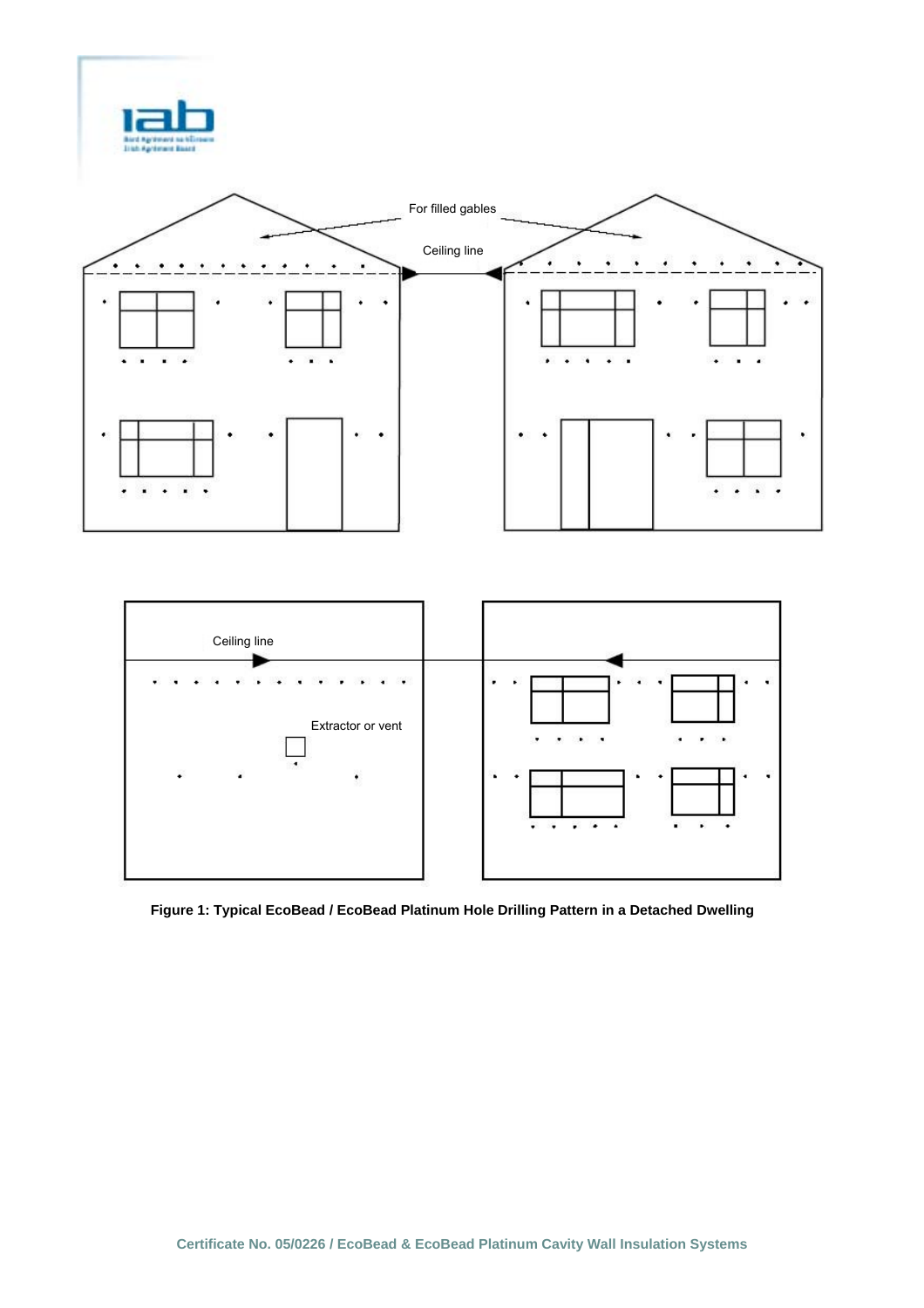For filled gables

Ceiling line

Ceiling line

Extractor or vent

**Figure 1: Typical EcoBead / EcoBead Platinum Hole Drilling Pattern in a Detached Dwelling**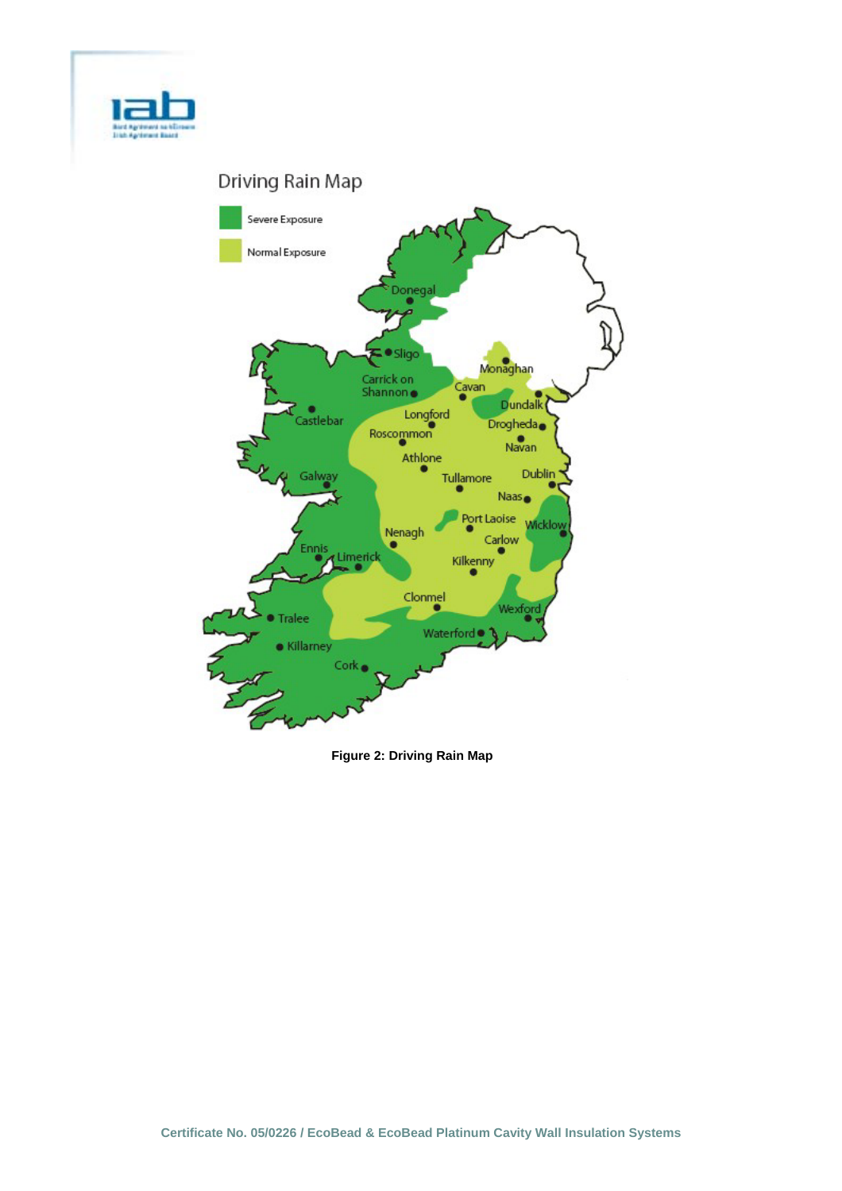Figure 2: Driving Rain Map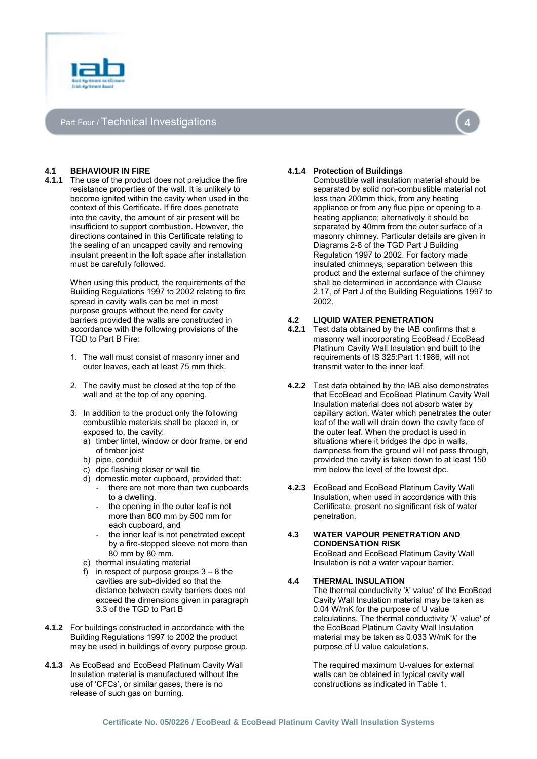## Part Four / Technical Investigations

### 4.1 BEHAVIOUR IN FIRE

**4.1.1** The use of the product does not prejudice the fire resistance properties of the wall. It is unlikely to become ignited within the cavity when used in the context of this Certificate. If fire does penetrate into the cavity, the amount of air present will be insufficient to support combustion. However, the directions contained in this Certificate relating to the sealing of an uncapped cavity and removing insulant present in the loft space after installation must be carefully followed.

When using this product, the requirements of the Building Regulations 1997 to 2002 relating to fire spread in cavity walls can be met in most purpose groups without the need for cavity barriers provided the walls are constructed in accordance with the following provisions of the TGD to Part B Fire:

1. The wall must consist of masonry inner and outer leaves, each at least 75 mm thick.
2. The cavity must be closed at the top of the wall and at the top of any opening.
3. In addition to the product only the following combustible materials shall be placed in, or exposed to, the cavity:
   a) timber lintel, window or door frame, or end of timber joist
   b) pipe, conduit
   c) dpc flashing closer or wall tie
   d) domestic meter cupboard, provided that:
      - there are not more than two cupboards to a dwelling.
      - the opening in the outer leaf is not more than 800 mm by 500 mm for each cupboard, and
      - the inner leaf is not penetrated except by a fire-stopped sleeve not more than 80 mm by 80 mm.
   e) thermal insulating material
   f) in respect of purpose groups 3 – 8 the cavities are sub-divided so that the distance between cavity barriers does not exceed the dimensions given in paragraph 3.3 of the TGD to Part B

**4.1.2** For buildings constructed in accordance with the Building Regulations 1997 to 2002 the product may be used in buildings of every purpose group.

**4.1.3** As EcoBead and EcoBead Platinum Cavity Wall Insulation material is manufactured without the use of 'CFCs', or similar gases, there is no release of such gas on burning.

**4.1.4 Protection of Buildings**

Combustible wall insulation material should be separated by solid non-combustible material not less than 200mm thick, from any heating appliance or from any flue pipe or opening to a heating appliance; alternatively it should be separated by 40mm from the outer surface of a masonry chimney. Particular details are given in Diagrams 2-8 of the TGD Part J Building Regulation 1997 to 2002. For factory made insulated chimneys, separation between this product and the external surface of the chimney shall be determined in accordance with Clause 2.17, of Part J of the Building Regulations 1997 to 2002.

### 4.2 LIQUID WATER PENETRATION

**4.2.1** Test data obtained by the IAB confirms that a masonry wall incorporating EcoBead / EcoBead Platinum Cavity Wall Insulation and built to the requirements of IS 325:Part 1:1986, will not transmit water to the inner leaf.

**4.2.2** Test data obtained by the IAB also demonstrates that EcoBead and EcoBead Platinum Cavity Wall Insulation material does not absorb water by capillary action. Water which penetrates the outer leaf of the wall will drain down the cavity face of the outer leaf. When the product is used in situations where it bridges the dpc in walls, dampness from the ground will not pass through, provided the cavity is taken down to at least 150 mm below the level of the lowest dpc.

**4.2.3** EcoBead and EcoBead Platinum Cavity Wall Insulation, when used in accordance with this Certificate, present no significant risk of water penetration.

### 4.3 WATER VAPOUR PENETRATION AND CONDENSATION RISK

EcoBead and EcoBead Platinum Cavity Wall Insulation is not a water vapour barrier.

### 4.4 THERMAL INSULATION

The thermal conductivity 'λ' value' of the EcoBead Cavity Wall Insulation material may be taken as 0.04 W/mK for the purpose of U value calculations. The thermal conductivity 'λ' value' of the EcoBead Platinum Cavity Wall Insulation material may be taken as 0.033 W/mK for the purpose of U value calculations.

The required maximum U-values for external walls can be obtained in typical cavity wall constructions as indicated in Table 1.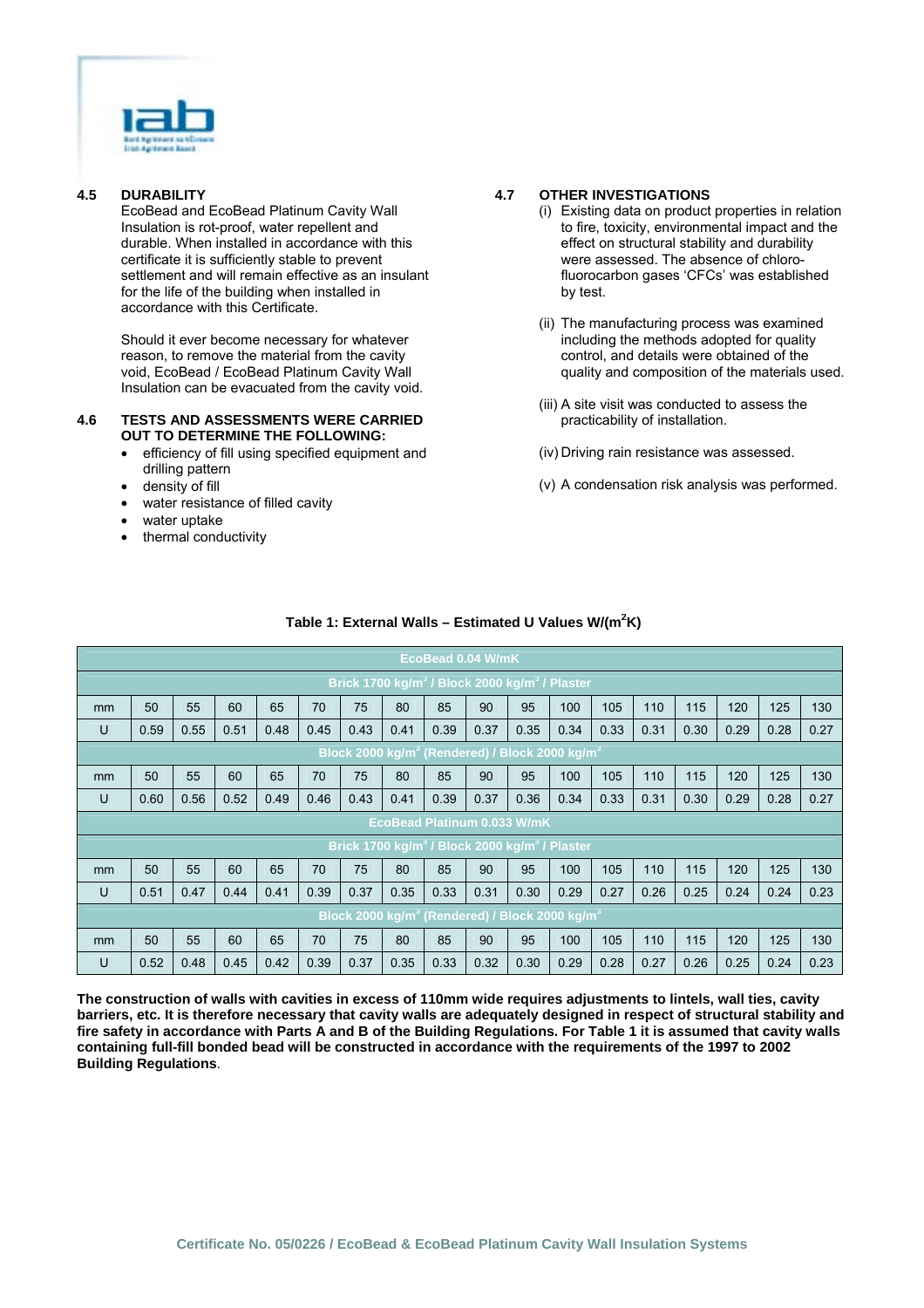### 4.5 DURABILITY

EcoBead and EcoBead Platinum Cavity Wall Insulation is rot-proof, water repellent and durable. When installed in accordance with this certificate it is sufficiently stable to prevent settlement and will remain effective as an insulant for the life of the building when installed in accordance with this Certificate.

Should it ever become necessary for whatever reason, to remove the material from the cavity void, EcoBead / EcoBead Platinum Cavity Wall Insulation can be evacuated from the cavity void.

### 4.6 TESTS AND ASSESSMENTS WERE CARRIED OUT TO DETERMINE THE FOLLOWING:

- efficiency of fill using specified equipment and drilling pattern
- density of fill
- water resistance of filled cavity
- water uptake
- thermal conductivity

### 4.7 OTHER INVESTIGATIONS

(i) Existing data on product properties in relation to fire, toxicity, environmental impact and the effect on structural stability and durability were assessed. The absence of chloro-fluorocarbon gases 'CFCs' was established by test.

(ii) The manufacturing process was examined including the methods adopted for quality control, and details were obtained of the quality and composition of the materials used.

(iii) A site visit was conducted to assess the practicability of installation.

(iv) Driving rain resistance was assessed.

(v) A condensation risk analysis was performed.

**Table 1: External Walls – Estimated U Values W/(m$^2$K)**

| EcoBead 0.04 W/mK | | | | | | | | | | | | | | | | |
|---|---|---|---|---|---|---|---|---|---|---|---|---|---|---|---|---|
| **Brick 1700 kg/m$^3$ / Block 2000 kg/m$^3$ / Plaster** | | | | | | | | | | | | | | | | |
| mm | 50 | 55 | 60 | 65 | 70 | 75 | 80 | 85 | 90 | 95 | 100 | 105 | 110 | 115 | 120 | 125 | 130 |
| U | 0.59 | 0.55 | 0.51 | 0.48 | 0.45 | 0.43 | 0.41 | 0.39 | 0.37 | 0.35 | 0.34 | 0.33 | 0.31 | 0.30 | 0.29 | 0.28 | 0.27 |
| **Block 2000 kg/m$^3$ (Rendered) / Block 2000 kg/m$^3$** | | | | | | | | | | | | | | | | | |
| mm | 50 | 55 | 60 | 65 | 70 | 75 | 80 | 85 | 90 | 95 | 100 | 105 | 110 | 115 | 120 | 125 | 130 |
| U | 0.60 | 0.56 | 0.52 | 0.49 | 0.46 | 0.43 | 0.41 | 0.39 | 0.37 | 0.36 | 0.34 | 0.33 | 0.31 | 0.30 | 0.29 | 0.28 | 0.27 |
| **EcoBead Platinum 0.033 W/mK** | | | | | | | | | | | | | | | | | |
| **Brick 1700 kg/m$^3$ / Block 2000 kg/m$^3$ / Plaster** | | | | | | | | | | | | | | | | | |
| mm | 50 | 55 | 60 | 65 | 70 | 75 | 80 | 85 | 90 | 95 | 100 | 105 | 110 | 115 | 120 | 125 | 130 |
| U | 0.51 | 0.47 | 0.44 | 0.41 | 0.39 | 0.37 | 0.35 | 0.33 | 0.31 | 0.30 | 0.29 | 0.27 | 0.26 | 0.25 | 0.24 | 0.24 | 0.23 |
| **Block 2000 kg/m$^3$ (Rendered) / Block 2000 kg/m$^3$** | | | | | | | | | | | | | | | | | |
| mm | 50 | 55 | 60 | 65 | 70 | 75 | 80 | 85 | 90 | 95 | 100 | 105 | 110 | 115 | 120 | 125 | 130 |
| U | 0.52 | 0.48 | 0.45 | 0.42 | 0.39 | 0.37 | 0.35 | 0.33 | 0.32 | 0.30 | 0.29 | 0.28 | 0.27 | 0.26 | 0.25 | 0.24 | 0.23 |

**The construction of walls with cavities in excess of 110mm wide requires adjustments to lintels, wall ties, cavity barriers, etc. It is therefore necessary that cavity walls are adequately designed in respect of structural stability and fire safety in accordance with Parts A and B of the Building Regulations. For Table 1 it is assumed that cavity walls containing full-fill bonded bead will be constructed in accordance with the requirements of the 1997 to 2002 Building Regulations**.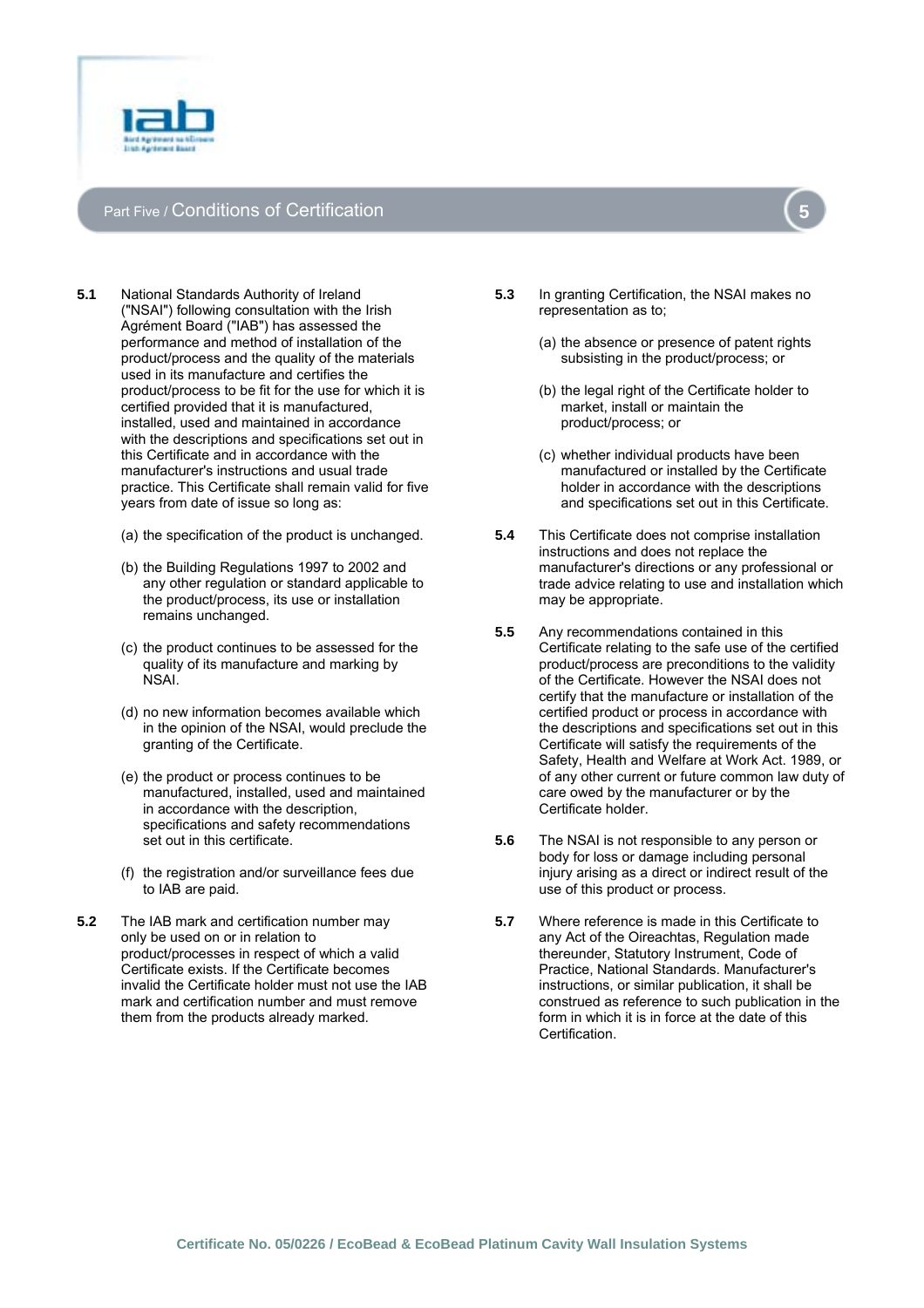## Part Five / Conditions of Certification

**5.1** National Standards Authority of Ireland ("NSAI") following consultation with the Irish Agrément Board ("IAB") has assessed the performance and method of installation of the product/process and the quality of the materials used in its manufacture and certifies the product/process to be fit for the use for which it is certified provided that it is manufactured, installed, used and maintained in accordance with the descriptions and specifications set out in this Certificate and in accordance with the manufacturer's instructions and usual trade practice. This Certificate shall remain valid for five years from date of issue so long as:

(a) the specification of the product is unchanged.

(b) the Building Regulations 1997 to 2002 and any other regulation or standard applicable to the product/process, its use or installation remains unchanged.

(c) the product continues to be assessed for the quality of its manufacture and marking by NSAI.

(d) no new information becomes available which in the opinion of the NSAI, would preclude the granting of the Certificate.

(e) the product or process continues to be manufactured, installed, used and maintained in accordance with the description, specifications and safety recommendations set out in this certificate.

(f) the registration and/or surveillance fees due to IAB are paid.

**5.2** The IAB mark and certification number may only be used on or in relation to product/processes in respect of which a valid Certificate exists. If the Certificate becomes invalid the Certificate holder must not use the IAB mark and certification number and must remove them from the products already marked.

**5.3** In granting Certification, the NSAI makes no representation as to;

(a) the absence or presence of patent rights subsisting in the product/process; or

(b) the legal right of the Certificate holder to market, install or maintain the product/process; or

(c) whether individual products have been manufactured or installed by the Certificate holder in accordance with the descriptions and specifications set out in this Certificate.

**5.4** This Certificate does not comprise installation instructions and does not replace the manufacturer's directions or any professional or trade advice relating to use and installation which may be appropriate.

**5.5** Any recommendations contained in this Certificate relating to the safe use of the certified product/process are preconditions to the validity of the Certificate. However the NSAI does not certify that the manufacture or installation of the certified product or process in accordance with the descriptions and specifications set out in this Certificate will satisfy the requirements of the Safety, Health and Welfare at Work Act. 1989, or of any other current or future common law duty of care owed by the manufacturer or by the Certificate holder.

**5.6** The NSAI is not responsible to any person or body for loss or damage including personal injury arising as a direct or indirect result of the use of this product or process.

**5.7** Where reference is made in this Certificate to any Act of the Oireachtas, Regulation made thereunder, Statutory Instrument, Code of Practice, National Standards. Manufacturer's instructions, or similar publication, it shall be construed as reference to such publication in the form in which it is in force at the date of this Certification.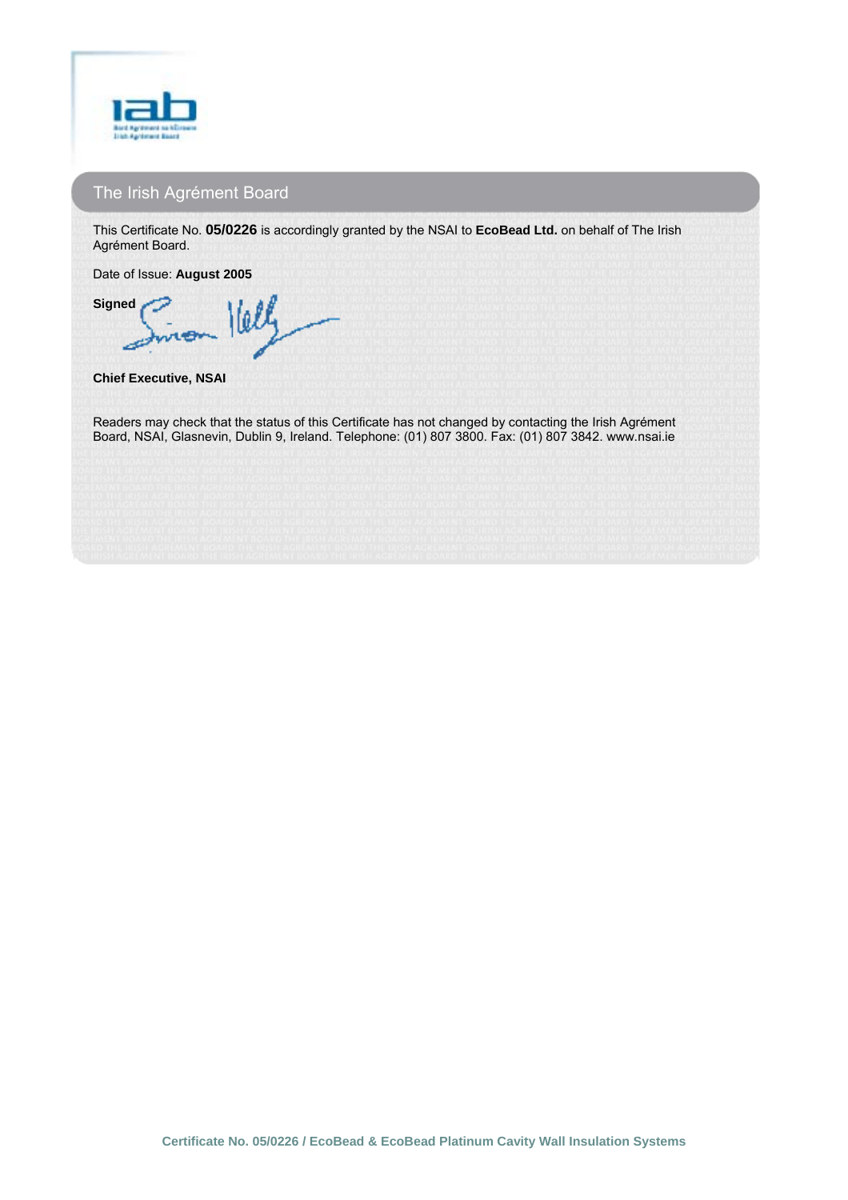## The Irish Agrément Board

This Certificate No. **05/0226** is accordingly granted by the NSAI to **EcoBead Ltd.** on behalf of The Irish Agrément Board.

Date of Issue: **August 2005**

**Signed**

**Chief Executive, NSAI**

Readers may check that the status of this Certificate has not changed by contacting the Irish Agrément Board, NSAI, Glasnevin, Dublin 9, Ireland. Telephone: (01) 807 3800. Fax: (01) 807 3842. www.nsai.ie